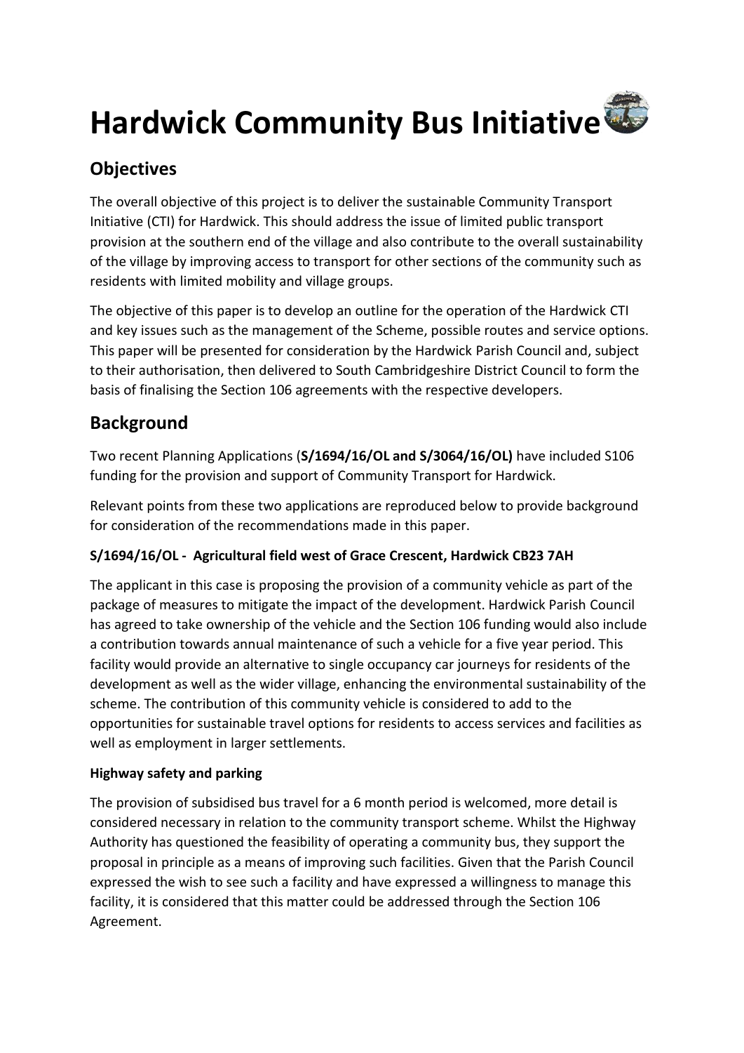# Hardwick Community Bus Initiative

## Objectives

The overall objective of this project is to deliver the sustainable Community Transport Initiative (CTI) for Hardwick. This should address the issue of limited public transport provision at the southern end of the village and also contribute to the overall sustainability of the village by improving access to transport for other sections of the community such as residents with limited mobility and village groups.

The objective of this paper is to develop an outline for the operation of the Hardwick CTI and key issues such as the management of the Scheme, possible routes and service options. This paper will be presented for consideration by the Hardwick Parish Council and, subject to their authorisation, then delivered to South Cambridgeshire District Council to form the basis of finalising the Section 106 agreements with the respective developers.

## Background

Two recent Planning Applications (**S/1694/16/OL and S/3064/16/OL)** have included S106 funding for the provision and support of Community Transport for Hardwick.

Relevant points from these two applications are reproduced below to provide background for consideration of the recommendations made in this paper.

### S/1694/16/OL - Agricultural field west of Grace Crescent, Hardwick CB23 7AH

The applicant in this case is proposing the provision of a community vehicle as part of the package of measures to mitigate the impact of the development. Hardwick Parish Council has agreed to take ownership of the vehicle and the Section 106 funding would also include a contribution towards annual maintenance of such a vehicle for a five year period. This facility would provide an alternative to single occupancy car journeys for residents of the development as well as the wider village, enhancing the environmental sustainability of the scheme. The contribution of this community vehicle is considered to add to the opportunities for sustainable travel options for residents to access services and facilities as well as employment in larger settlements.

**Highway safety and parking**

The provision of subsidised bus travel for a 6 month period is welcomed, more detail is considered necessary in relation to the community transport scheme. Whilst the Highway Authority has questioned the feasibility of operating a community bus, they support the proposal in principle as a means of improving such facilities. Given that the Parish Council expressed the wish to see such a facility and have expressed a willingness to manage this facility, it is considered that this matter could be addressed through the Section 106 Agreement.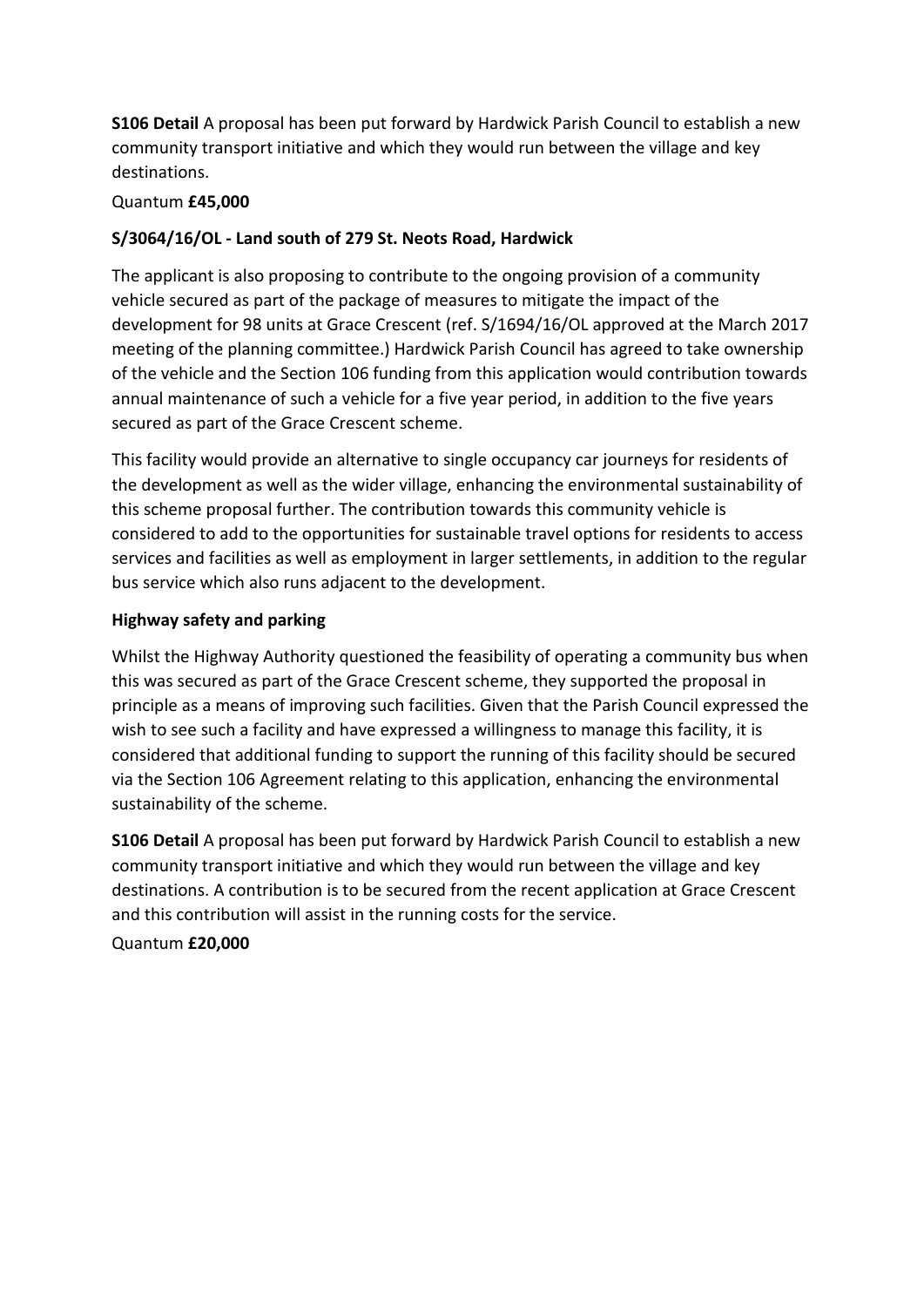**S106 Detail** A proposal has been put forward by Hardwick Parish Council to establish a new community transport initiative and which they would run between the village and key destinations.

Quantum **£45,000**

**S/3064/16/OL - Land south of 279 St. Neots Road, Hardwick**

The applicant is also proposing to contribute to the ongoing provision of a community vehicle secured as part of the package of measures to mitigate the impact of the development for 98 units at Grace Crescent (ref. S/1694/16/OL approved at the March 2017 meeting of the planning committee.) Hardwick Parish Council has agreed to take ownership of the vehicle and the Section 106 funding from this application would contribution towards annual maintenance of such a vehicle for a five year period, in addition to the five years secured as part of the Grace Crescent scheme.

This facility would provide an alternative to single occupancy car journeys for residents of the development as well as the wider village, enhancing the environmental sustainability of this scheme proposal further. The contribution towards this community vehicle is considered to add to the opportunities for sustainable travel options for residents to access services and facilities as well as employment in larger settlements, in addition to the regular bus service which also runs adjacent to the development.

**Highway safety and parking**

Whilst the Highway Authority questioned the feasibility of operating a community bus when this was secured as part of the Grace Crescent scheme, they supported the proposal in principle as a means of improving such facilities. Given that the Parish Council expressed the wish to see such a facility and have expressed a willingness to manage this facility, it is considered that additional funding to support the running of this facility should be secured via the Section 106 Agreement relating to this application, enhancing the environmental sustainability of the scheme.

**S106 Detail** A proposal has been put forward by Hardwick Parish Council to establish a new community transport initiative and which they would run between the village and key destinations. A contribution is to be secured from the recent application at Grace Crescent and this contribution will assist in the running costs for the service.

Quantum **£20,000**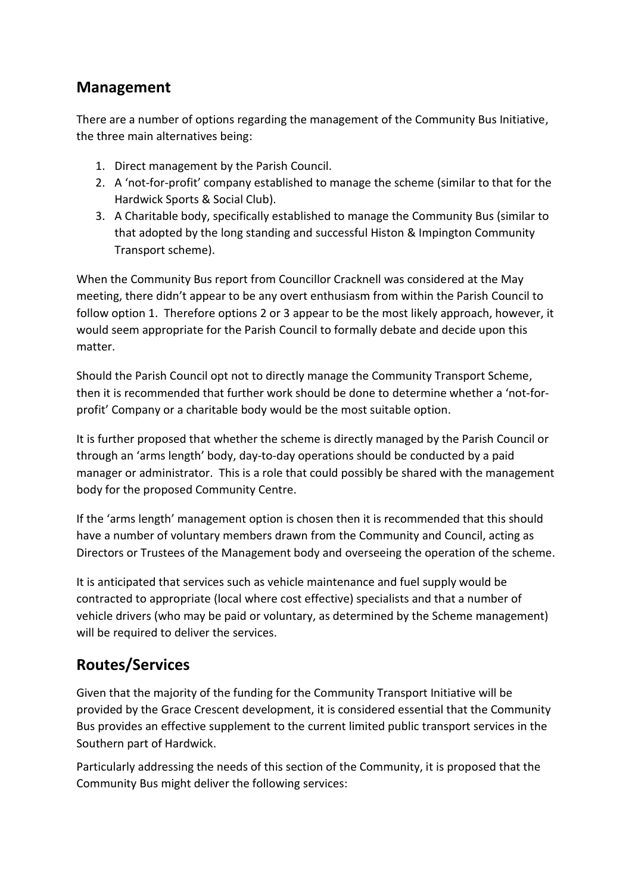## Management

There are a number of options regarding the management of the Community Bus Initiative, the three main alternatives being:

1. Direct management by the Parish Council.
2. A 'not-for-profit' company established to manage the scheme (similar to that for the Hardwick Sports & Social Club).
3. A Charitable body, specifically established to manage the Community Bus (similar to that adopted by the long standing and successful Histon & Impington Community Transport scheme).

When the Community Bus report from Councillor Cracknell was considered at the May meeting, there didn't appear to be any overt enthusiasm from within the Parish Council to follow option 1. Therefore options 2 or 3 appear to be the most likely approach, however, it would seem appropriate for the Parish Council to formally debate and decide upon this matter.

Should the Parish Council opt not to directly manage the Community Transport Scheme, then it is recommended that further work should be done to determine whether a 'not-for-profit' Company or a charitable body would be the most suitable option.

It is further proposed that whether the scheme is directly managed by the Parish Council or through an 'arms length' body, day-to-day operations should be conducted by a paid manager or administrator. This is a role that could possibly be shared with the management body for the proposed Community Centre.

If the 'arms length' management option is chosen then it is recommended that this should have a number of voluntary members drawn from the Community and Council, acting as Directors or Trustees of the Management body and overseeing the operation of the scheme.

It is anticipated that services such as vehicle maintenance and fuel supply would be contracted to appropriate (local where cost effective) specialists and that a number of vehicle drivers (who may be paid or voluntary, as determined by the Scheme management) will be required to deliver the services.

## Routes/Services

Given that the majority of the funding for the Community Transport Initiative will be provided by the Grace Crescent development, it is considered essential that the Community Bus provides an effective supplement to the current limited public transport services in the Southern part of Hardwick.

Particularly addressing the needs of this section of the Community, it is proposed that the Community Bus might deliver the following services: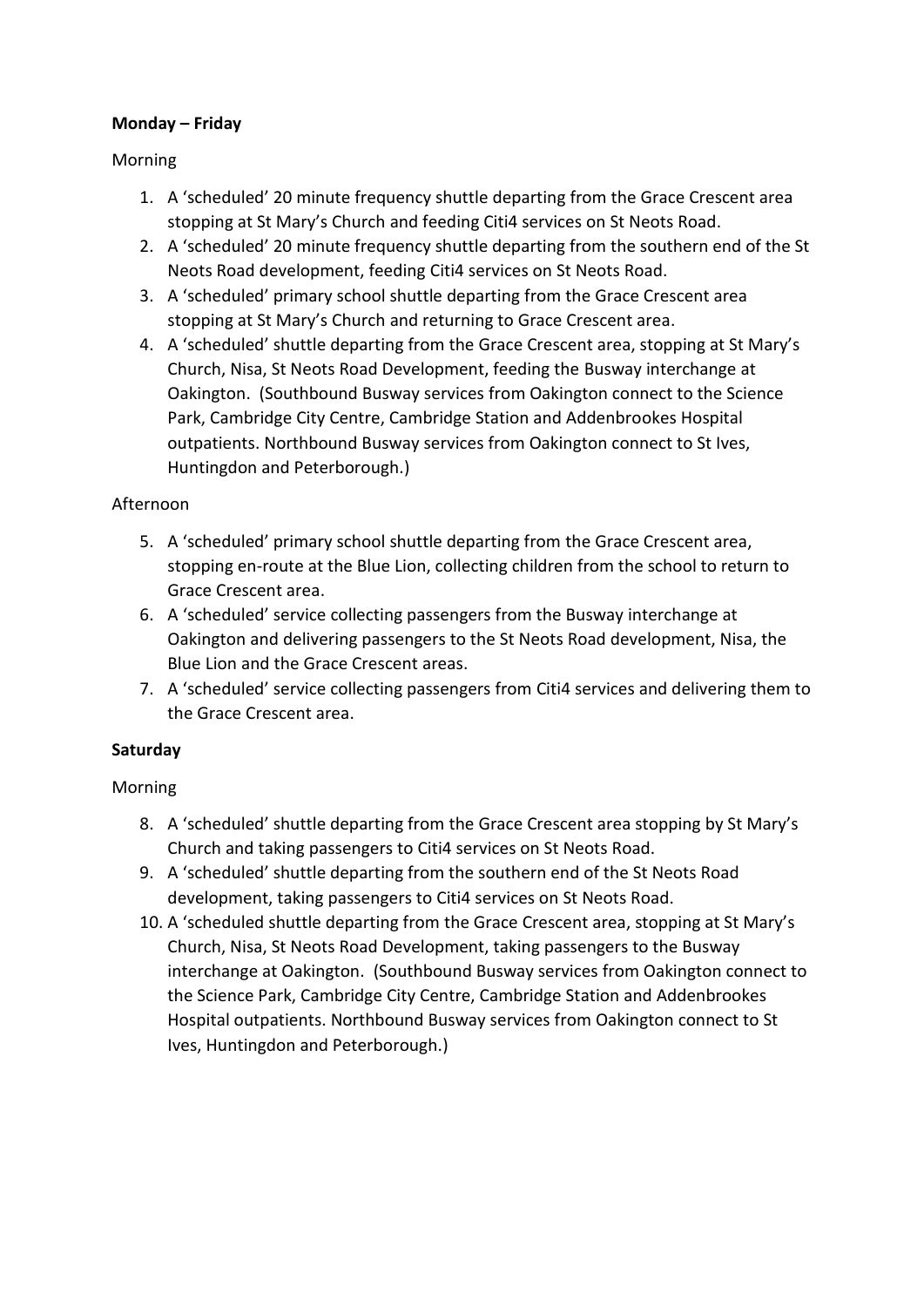**Monday – Friday**

Morning

1. A 'scheduled' 20 minute frequency shuttle departing from the Grace Crescent area stopping at St Mary's Church and feeding Citi4 services on St Neots Road.
2. A 'scheduled' 20 minute frequency shuttle departing from the southern end of the St Neots Road development, feeding Citi4 services on St Neots Road.
3. A 'scheduled' primary school shuttle departing from the Grace Crescent area stopping at St Mary's Church and returning to Grace Crescent area.
4. A 'scheduled' shuttle departing from the Grace Crescent area, stopping at St Mary's Church, Nisa, St Neots Road Development, feeding the Busway interchange at Oakington. (Southbound Busway services from Oakington connect to the Science Park, Cambridge City Centre, Cambridge Station and Addenbrookes Hospital outpatients. Northbound Busway services from Oakington connect to St Ives, Huntingdon and Peterborough.)

Afternoon

5. A 'scheduled' primary school shuttle departing from the Grace Crescent area, stopping en-route at the Blue Lion, collecting children from the school to return to Grace Crescent area.
6. A 'scheduled' service collecting passengers from the Busway interchange at Oakington and delivering passengers to the St Neots Road development, Nisa, the Blue Lion and the Grace Crescent areas.
7. A 'scheduled' service collecting passengers from Citi4 services and delivering them to the Grace Crescent area.

**Saturday**

Morning

8. A 'scheduled' shuttle departing from the Grace Crescent area stopping by St Mary's Church and taking passengers to Citi4 services on St Neots Road.
9. A 'scheduled' shuttle departing from the southern end of the St Neots Road development, taking passengers to Citi4 services on St Neots Road.
10. A 'scheduled shuttle departing from the Grace Crescent area, stopping at St Mary's Church, Nisa, St Neots Road Development, taking passengers to the Busway interchange at Oakington. (Southbound Busway services from Oakington connect to the Science Park, Cambridge City Centre, Cambridge Station and Addenbrookes Hospital outpatients. Northbound Busway services from Oakington connect to St Ives, Huntingdon and Peterborough.)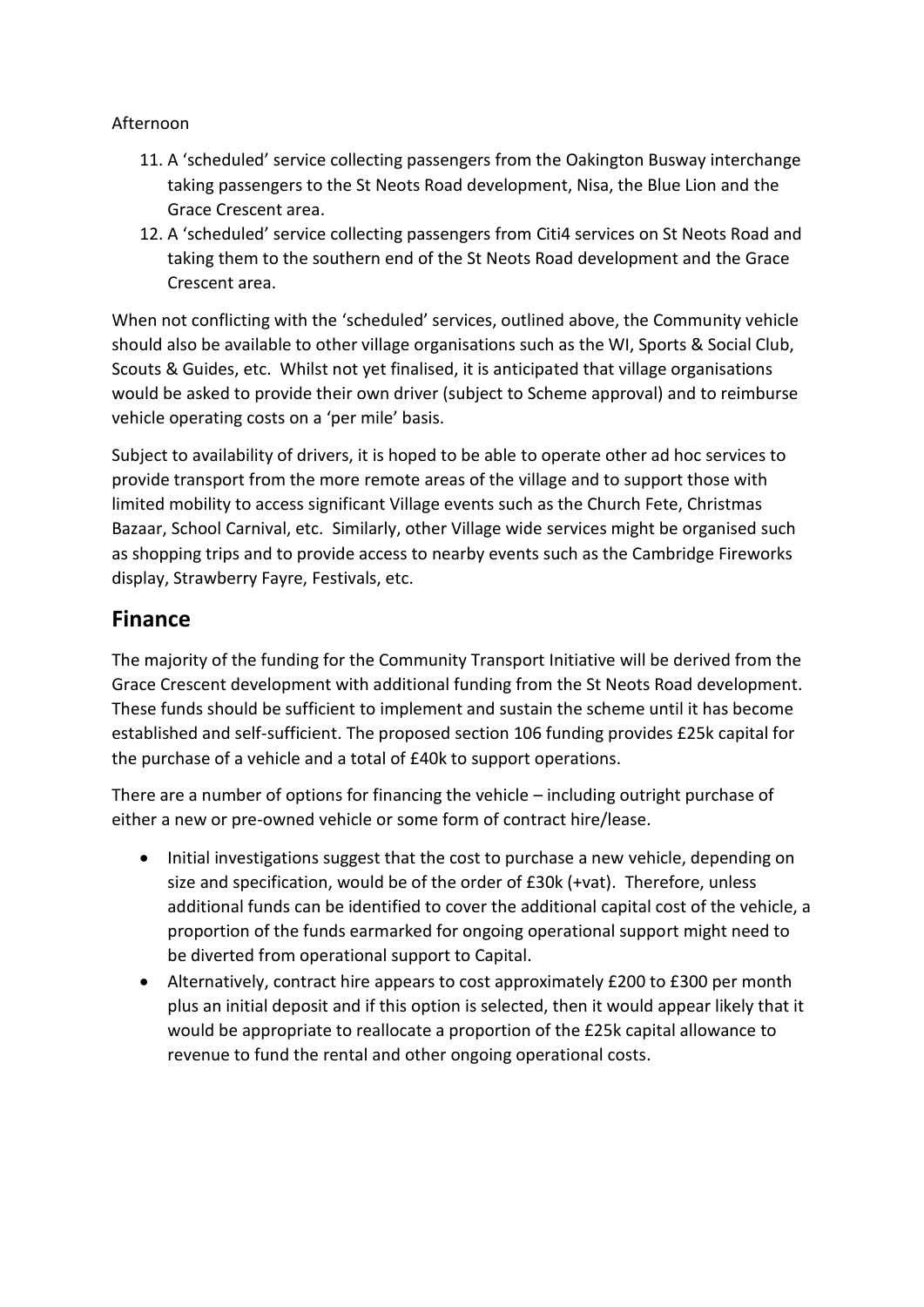Afternoon

11. A 'scheduled' service collecting passengers from the Oakington Busway interchange taking passengers to the St Neots Road development, Nisa, the Blue Lion and the Grace Crescent area.
12. A 'scheduled' service collecting passengers from Citi4 services on St Neots Road and taking them to the southern end of the St Neots Road development and the Grace Crescent area.

When not conflicting with the 'scheduled' services, outlined above, the Community vehicle should also be available to other village organisations such as the WI, Sports & Social Club, Scouts & Guides, etc. Whilst not yet finalised, it is anticipated that village organisations would be asked to provide their own driver (subject to Scheme approval) and to reimburse vehicle operating costs on a 'per mile' basis.

Subject to availability of drivers, it is hoped to be able to operate other ad hoc services to provide transport from the more remote areas of the village and to support those with limited mobility to access significant Village events such as the Church Fete, Christmas Bazaar, School Carnival, etc. Similarly, other Village wide services might be organised such as shopping trips and to provide access to nearby events such as the Cambridge Fireworks display, Strawberry Fayre, Festivals, etc.

## Finance

The majority of the funding for the Community Transport Initiative will be derived from the Grace Crescent development with additional funding from the St Neots Road development. These funds should be sufficient to implement and sustain the scheme until it has become established and self-sufficient. The proposed section 106 funding provides £25k capital for the purchase of a vehicle and a total of £40k to support operations.

There are a number of options for financing the vehicle – including outright purchase of either a new or pre-owned vehicle or some form of contract hire/lease.

- Initial investigations suggest that the cost to purchase a new vehicle, depending on size and specification, would be of the order of £30k (+vat). Therefore, unless additional funds can be identified to cover the additional capital cost of the vehicle, a proportion of the funds earmarked for ongoing operational support might need to be diverted from operational support to Capital.
- Alternatively, contract hire appears to cost approximately £200 to £300 per month plus an initial deposit and if this option is selected, then it would appear likely that it would be appropriate to reallocate a proportion of the £25k capital allowance to revenue to fund the rental and other ongoing operational costs.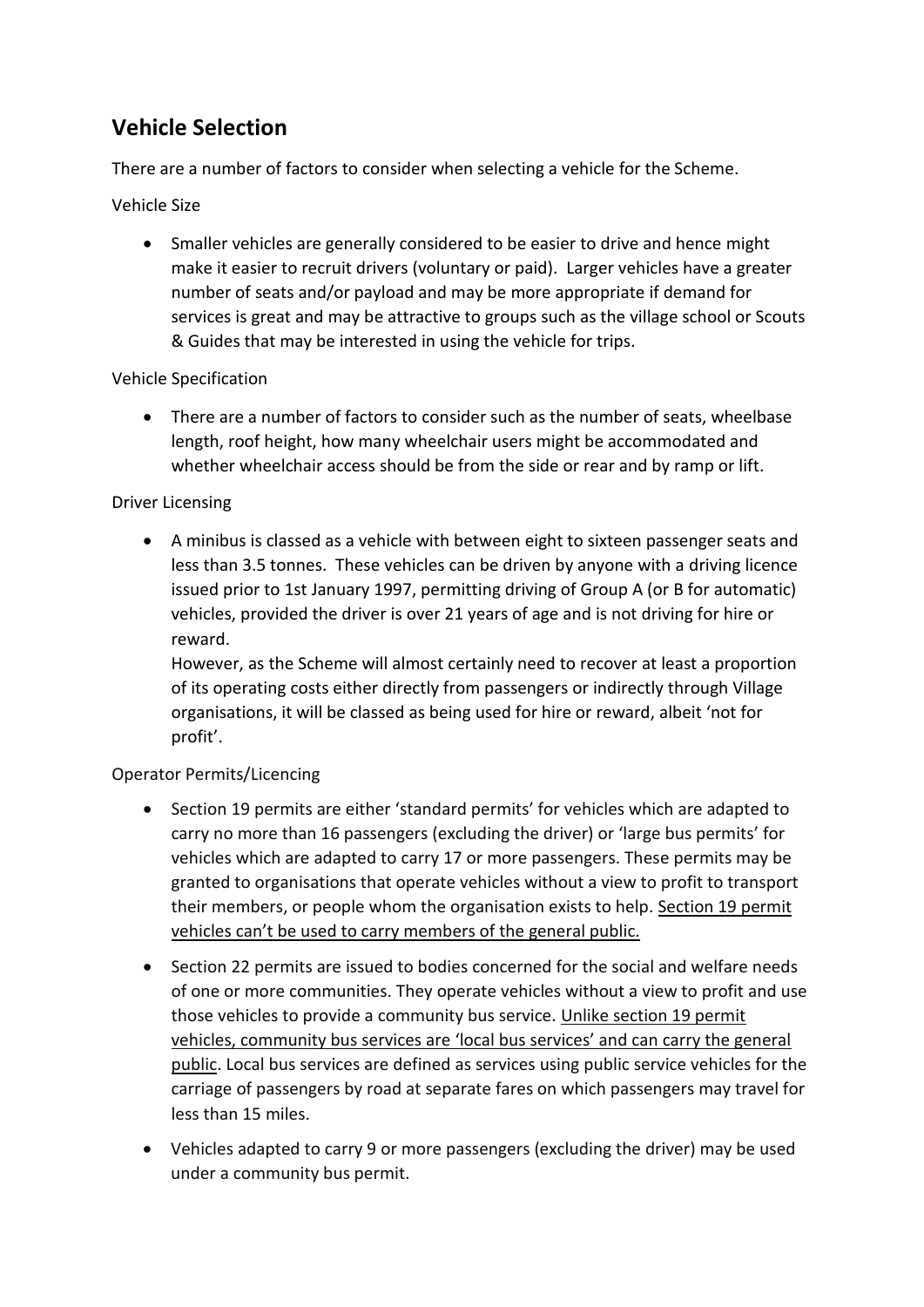## Vehicle Selection

There are a number of factors to consider when selecting a vehicle for the Scheme.

Vehicle Size

- Smaller vehicles are generally considered to be easier to drive and hence might make it easier to recruit drivers (voluntary or paid). Larger vehicles have a greater number of seats and/or payload and may be more appropriate if demand for services is great and may be attractive to groups such as the village school or Scouts & Guides that may be interested in using the vehicle for trips.

Vehicle Specification

- There are a number of factors to consider such as the number of seats, wheelbase length, roof height, how many wheelchair users might be accommodated and whether wheelchair access should be from the side or rear and by ramp or lift.

Driver Licensing

- A minibus is classed as a vehicle with between eight to sixteen passenger seats and less than 3.5 tonnes. These vehicles can be driven by anyone with a driving licence issued prior to 1st January 1997, permitting driving of Group A (or B for automatic) vehicles, provided the driver is over 21 years of age and is not driving for hire or reward.
  However, as the Scheme will almost certainly need to recover at least a proportion of its operating costs either directly from passengers or indirectly through Village organisations, it will be classed as being used for hire or reward, albeit 'not for profit'.

Operator Permits/Licencing

- Section 19 permits are either 'standard permits' for vehicles which are adapted to carry no more than 16 passengers (excluding the driver) or 'large bus permits' for vehicles which are adapted to carry 17 or more passengers. These permits may be granted to organisations that operate vehicles without a view to profit to transport their members, or people whom the organisation exists to help. <u>Section 19 permit vehicles can't be used to carry members of the general public.</u>
- Section 22 permits are issued to bodies concerned for the social and welfare needs of one or more communities. They operate vehicles without a view to profit and use those vehicles to provide a community bus service. <u>Unlike section 19 permit vehicles, community bus services are 'local bus services' and can carry the general public</u>. Local bus services are defined as services using public service vehicles for the carriage of passengers by road at separate fares on which passengers may travel for less than 15 miles.
- Vehicles adapted to carry 9 or more passengers (excluding the driver) may be used under a community bus permit.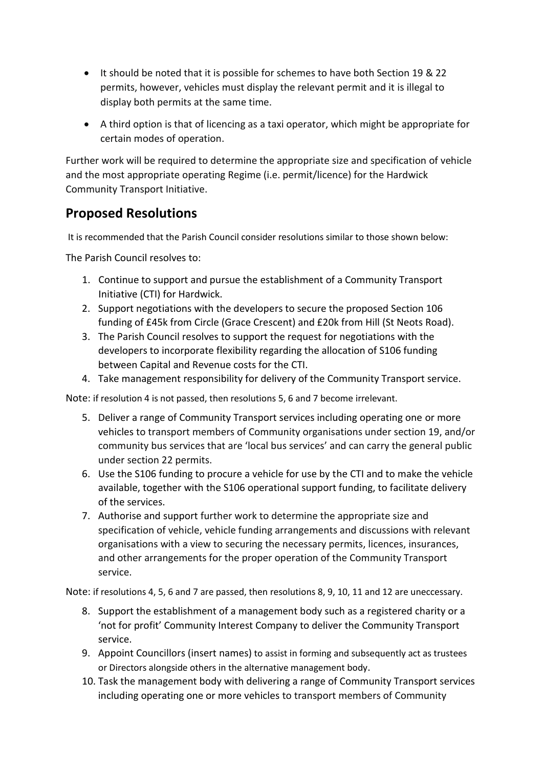- It should be noted that it is possible for schemes to have both Section 19 & 22 permits, however, vehicles must display the relevant permit and it is illegal to display both permits at the same time.
- A third option is that of licencing as a taxi operator, which might be appropriate for certain modes of operation.

Further work will be required to determine the appropriate size and specification of vehicle and the most appropriate operating Regime (i.e. permit/licence) for the Hardwick Community Transport Initiative.

## Proposed Resolutions

It is recommended that the Parish Council consider resolutions similar to those shown below:

The Parish Council resolves to:

1. Continue to support and pursue the establishment of a Community Transport Initiative (CTI) for Hardwick.
2. Support negotiations with the developers to secure the proposed Section 106 funding of £45k from Circle (Grace Crescent) and £20k from Hill (St Neots Road).
3. The Parish Council resolves to support the request for negotiations with the developers to incorporate flexibility regarding the allocation of S106 funding between Capital and Revenue costs for the CTI.
4. Take management responsibility for delivery of the Community Transport service.

Note: if resolution 4 is not passed, then resolutions 5, 6 and 7 become irrelevant.

5. Deliver a range of Community Transport services including operating one or more vehicles to transport members of Community organisations under section 19, and/or community bus services that are 'local bus services' and can carry the general public under section 22 permits.
6. Use the S106 funding to procure a vehicle for use by the CTI and to make the vehicle available, together with the S106 operational support funding, to facilitate delivery of the services.
7. Authorise and support further work to determine the appropriate size and specification of vehicle, vehicle funding arrangements and discussions with relevant organisations with a view to securing the necessary permits, licences, insurances, and other arrangements for the proper operation of the Community Transport service.

Note: if resolutions 4, 5, 6 and 7 are passed, then resolutions 8, 9, 10, 11 and 12 are uneccessary.

8. Support the establishment of a management body such as a registered charity or a 'not for profit' Community Interest Company to deliver the Community Transport service.
9. Appoint Councillors (insert names) to assist in forming and subsequently act as trustees or Directors alongside others in the alternative management body.
10. Task the management body with delivering a range of Community Transport services including operating one or more vehicles to transport members of Community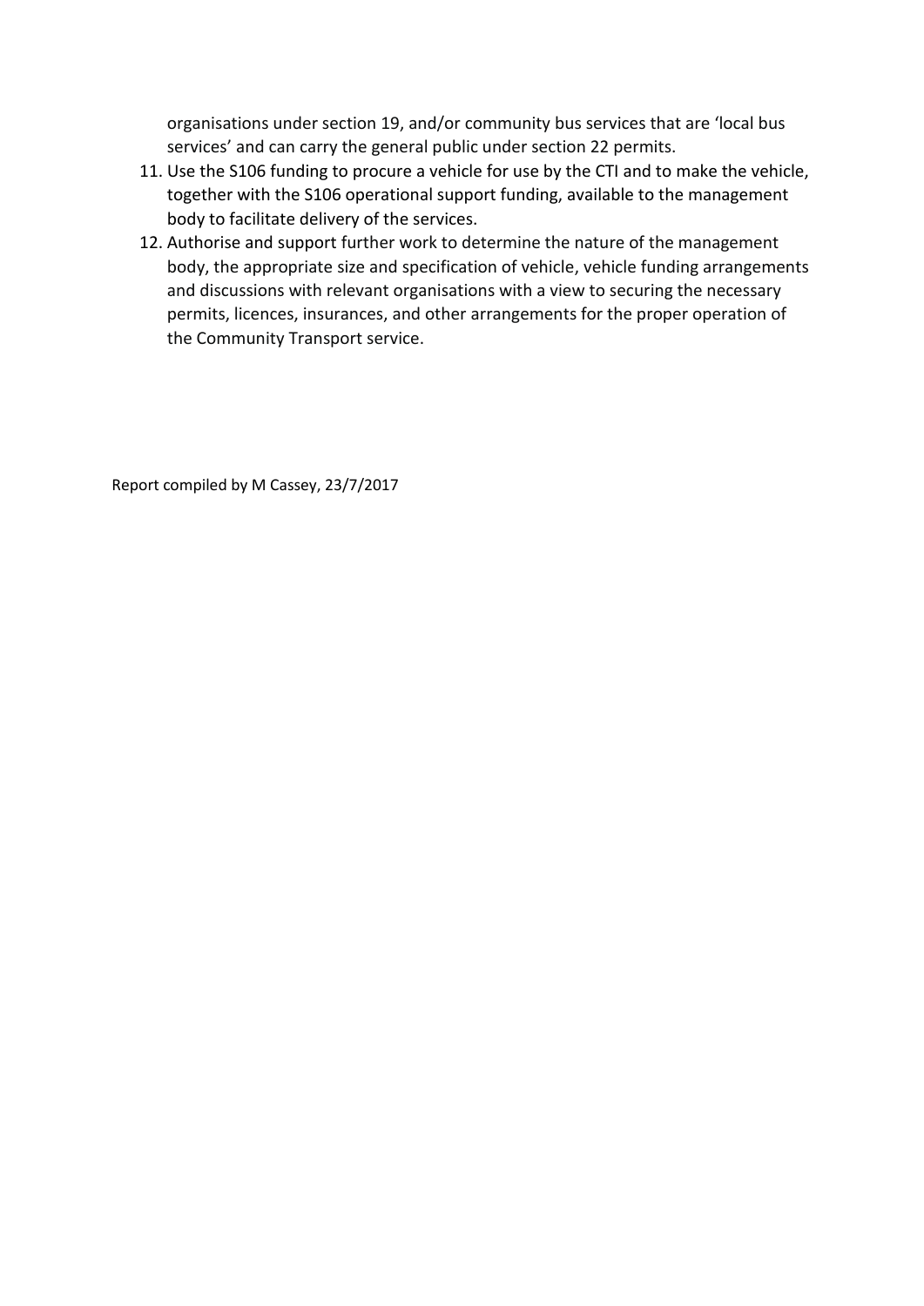organisations under section 19, and/or community bus services that are 'local bus services' and can carry the general public under section 22 permits.

11. Use the S106 funding to procure a vehicle for use by the CTI and to make the vehicle, together with the S106 operational support funding, available to the management body to facilitate delivery of the services.
12. Authorise and support further work to determine the nature of the management body, the appropriate size and specification of vehicle, vehicle funding arrangements and discussions with relevant organisations with a view to securing the necessary permits, licences, insurances, and other arrangements for the proper operation of the Community Transport service.

Report compiled by M Cassey, 23/7/2017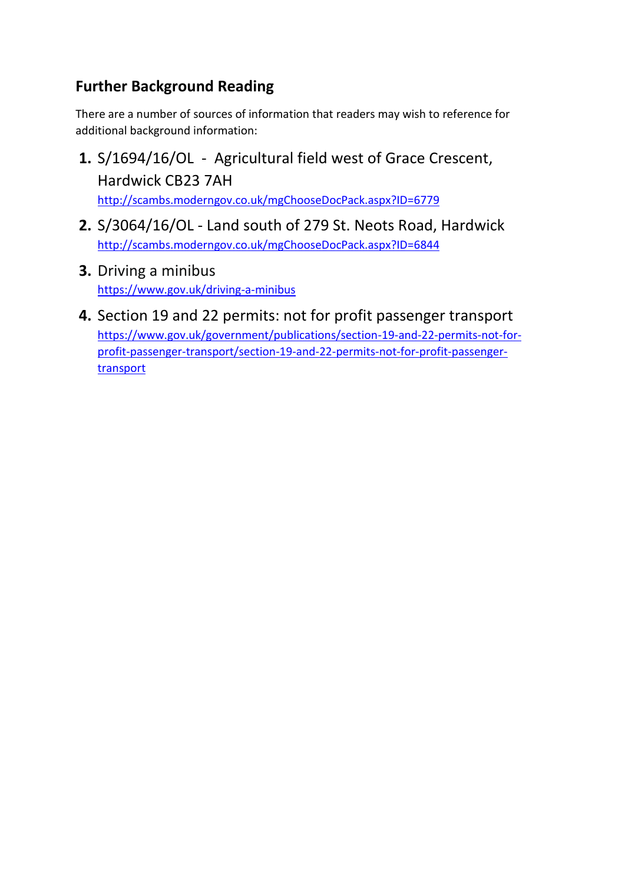## Further Background Reading

There are a number of sources of information that readers may wish to reference for additional background information:

1. S/1694/16/OL - Agricultural field west of Grace Crescent, Hardwick CB23 7AH
   http://scambs.moderngov.co.uk/mgChooseDocPack.aspx?ID=6779
2. S/3064/16/OL - Land south of 279 St. Neots Road, Hardwick
   http://scambs.moderngov.co.uk/mgChooseDocPack.aspx?ID=6844
3. Driving a minibus
   https://www.gov.uk/driving-a-minibus
4. Section 19 and 22 permits: not for profit passenger transport
   https://www.gov.uk/government/publications/section-19-and-22-permits-not-for-profit-passenger-transport/section-19-and-22-permits-not-for-profit-passenger-transport